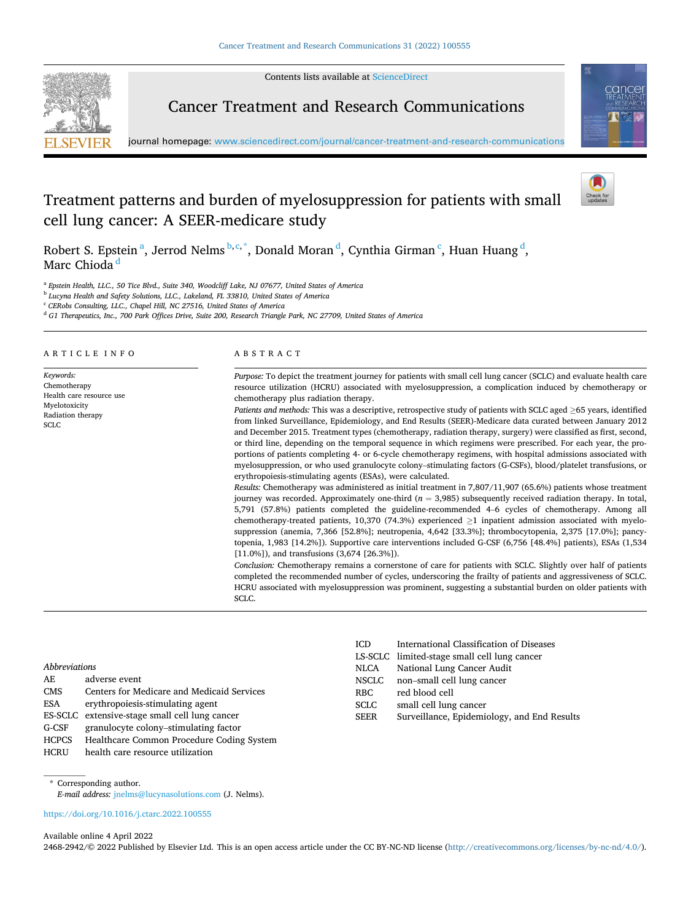# Treatment patterns and burden of myelosuppression for patients with small cell lung cancer: A SEER-medicare study

Robert S. Epstein[a], Jerrod Nelms[b,c,*], Donald Moran[d], Cynthia Girman[c], Huan Huang[d], Marc Chioda[d]

[a] Epstein Health, LLC., 50 Tice Blvd., Suite 340, Woodcliff Lake, NJ 07677, United States of America
[b] Lucyna Health and Safety Solutions, LLC., Lakeland, FL 33810, United States of America
[c] CERobs Consulting, LLC., Chapel Hill, NC 27516, United States of America
[d] G1 Therapeutics, Inc., 700 Park Offices Drive, Suite 200, Research Triangle Park, NC 27709, United States of America

## ARTICLE INFO

*Keywords:*
Chemotherapy
Health care resource use
Myelotoxicity
Radiation therapy
SCLC

## ABSTRACT

*Purpose:* To depict the treatment journey for patients with small cell lung cancer (SCLC) and evaluate health care resource utilization (HCRU) associated with myelosuppression, a complication induced by chemotherapy or chemotherapy plus radiation therapy.

*Patients and methods:* This was a descriptive, retrospective study of patients with SCLC aged ≥65 years, identified from linked Surveillance, Epidemiology, and End Results (SEER)-Medicare data curated between January 2012 and December 2015. Treatment types (chemotherapy, radiation therapy, surgery) were classified as first, second, or third line, depending on the temporal sequence in which regimens were prescribed. For each year, the proportions of patients completing 4- or 6-cycle chemotherapy regimens, with hospital admissions associated with myelosuppression, or who used granulocyte colony–stimulating factors (G-CSFs), blood/platelet transfusions, or erythropoiesis-stimulating agents (ESAs), were calculated.

*Results:* Chemotherapy was administered as initial treatment in 7,807/11,907 (65.6%) patients whose treatment journey was recorded. Approximately one-third ($n = 3{,}985$) subsequently received radiation therapy. In total, 5,791 (57.8%) patients completed the guideline-recommended 4–6 cycles of chemotherapy. Among all chemotherapy-treated patients, 10,370 (74.3%) experienced ≥1 inpatient admission associated with myelosuppression (anemia, 7,366 [52.8%]; neutropenia, 4,642 [33.3%]; thrombocytopenia, 2,375 [17.0%]; pancytopenia, 1,983 [14.2%]). Supportive care interventions included G-CSF (6,756 [48.4%] patients), ESAs (1,534 [11.0%]), and transfusions (3,674 [26.3%]).

*Conclusion:* Chemotherapy remains a cornerstone of care for patients with SCLC. Slightly over half of patients completed the recommended number of cycles, underscoring the frailty of patients and aggressiveness of SCLC. HCRU associated with myelosuppression was prominent, suggesting a substantial burden on older patients with SCLC.

*Abbreviations*

| | |
|---|---|
| AE | adverse event |
| CMS | Centers for Medicare and Medicaid Services |
| ESA | erythropoiesis-stimulating agent |
| ES-SCLC | extensive-stage small cell lung cancer |
| G-CSF | granulocyte colony–stimulating factor |
| HCPCS | Healthcare Common Procedure Coding System |
| HCRU | health care resource utilization |
| ICD | International Classification of Diseases |
| LS-SCLC | limited-stage small cell lung cancer |
| NLCA | National Lung Cancer Audit |
| NSCLC | non–small cell lung cancer |
| RBC | red blood cell |
| SCLC | small cell lung cancer |
| SEER | Surveillance, Epidemiology, and End Results |

\* Corresponding author.
*E-mail address:* jnelms@lucynasolutions.com (J. Nelms).

https://doi.org/10.1016/j.ctarc.2022.100555

Available online 4 April 2022
2468-2942/© 2022 Published by Elsevier Ltd. This is an open access article under the CC BY-NC-ND license (http://creativecommons.org/licenses/by-nc-nd/4.0/).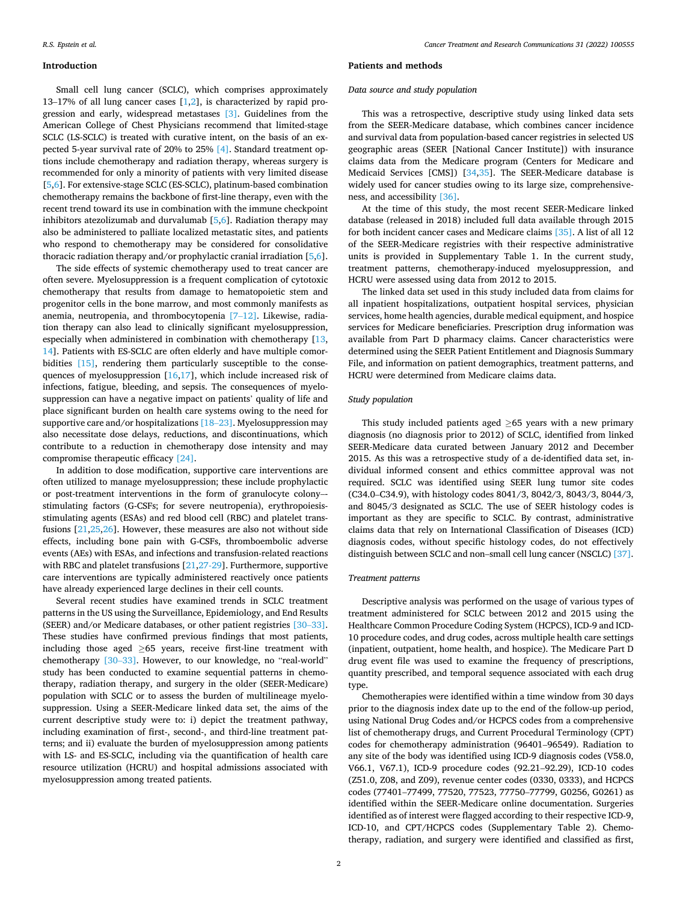## Introduction

Small cell lung cancer (SCLC), which comprises approximately 13–17% of all lung cancer cases [1,2], is characterized by rapid progression and early, widespread metastases [3]. Guidelines from the American College of Chest Physicians recommend that limited-stage SCLC (LS-SCLC) is treated with curative intent, on the basis of an expected 5-year survival rate of 20% to 25% [4]. Standard treatment options include chemotherapy and radiation therapy, whereas surgery is recommended for only a minority of patients with very limited disease [5,6]. For extensive-stage SCLC (ES-SCLC), platinum-based combination chemotherapy remains the backbone of first-line therapy, even with the recent trend toward its use in combination with the immune checkpoint inhibitors atezolizumab and durvalumab [5,6]. Radiation therapy may also be administered to palliate localized metastatic sites, and patients who respond to chemotherapy may be considered for consolidative thoracic radiation therapy and/or prophylactic cranial irradiation [5,6].

The side effects of systemic chemotherapy used to treat cancer are often severe. Myelosuppression is a frequent complication of cytotoxic chemotherapy that results from damage to hematopoietic stem and progenitor cells in the bone marrow, and most commonly manifests as anemia, neutropenia, and thrombocytopenia [7–12]. Likewise, radiation therapy can also lead to clinically significant myelosuppression, especially when administered in combination with chemotherapy [13, 14]. Patients with ES-SCLC are often elderly and have multiple comorbidities [15], rendering them particularly susceptible to the consequences of myelosuppression [16,17], which include increased risk of infections, fatigue, bleeding, and sepsis. The consequences of myelosuppression can have a negative impact on patients' quality of life and place significant burden on health care systems owing to the need for supportive care and/or hospitalizations [18–23]. Myelosuppression may also necessitate dose delays, reductions, and discontinuations, which contribute to a reduction in chemotherapy dose intensity and may compromise therapeutic efficacy [24].

In addition to dose modification, supportive care interventions are often utilized to manage myelosuppression; these include prophylactic or post-treatment interventions in the form of granulocyte colony–-stimulating factors (G-CSFs; for severe neutropenia), erythropoiesis-stimulating agents (ESAs) and red blood cell (RBC) and platelet transfusions [21,25,26]. However, these measures are also not without side effects, including bone pain with G-CSFs, thromboembolic adverse events (AEs) with ESAs, and infections and transfusion-related reactions with RBC and platelet transfusions [21,27-29]. Furthermore, supportive care interventions are typically administered reactively once patients have already experienced large declines in their cell counts.

Several recent studies have examined trends in SCLC treatment patterns in the US using the Surveillance, Epidemiology, and End Results (SEER) and/or Medicare databases, or other patient registries [30–33]. These studies have confirmed previous findings that most patients, including those aged ≥65 years, receive first-line treatment with chemotherapy [30–33]. However, to our knowledge, no "real-world" study has been conducted to examine sequential patterns in chemotherapy, radiation therapy, and surgery in the older (SEER-Medicare) population with SCLC or to assess the burden of multilineage myelosuppression. Using a SEER-Medicare linked data set, the aims of the current descriptive study were to: i) depict the treatment pathway, including examination of first-, second-, and third-line treatment patterns; and ii) evaluate the burden of myelosuppression among patients with LS- and ES-SCLC, including via the quantification of health care resource utilization (HCRU) and hospital admissions associated with myelosuppression among treated patients.

## Patients and methods

### *Data source and study population*

This was a retrospective, descriptive study using linked data sets from the SEER-Medicare database, which combines cancer incidence and survival data from population-based cancer registries in selected US geographic areas (SEER [National Cancer Institute]) with insurance claims data from the Medicare program (Centers for Medicare and Medicaid Services [CMS]) [34,35]. The SEER-Medicare database is widely used for cancer studies owing to its large size, comprehensiveness, and accessibility [36].

At the time of this study, the most recent SEER-Medicare linked database (released in 2018) included full data available through 2015 for both incident cancer cases and Medicare claims [35]. A list of all 12 of the SEER-Medicare registries with their respective administrative units is provided in Supplementary Table 1. In the current study, treatment patterns, chemotherapy-induced myelosuppression, and HCRU were assessed using data from 2012 to 2015.

The linked data set used in this study included data from claims for all inpatient hospitalizations, outpatient hospital services, physician services, home health agencies, durable medical equipment, and hospice services for Medicare beneficiaries. Prescription drug information was available from Part D pharmacy claims. Cancer characteristics were determined using the SEER Patient Entitlement and Diagnosis Summary File, and information on patient demographics, treatment patterns, and HCRU were determined from Medicare claims data.

### *Study population*

This study included patients aged ≥65 years with a new primary diagnosis (no diagnosis prior to 2012) of SCLC, identified from linked SEER-Medicare data curated between January 2012 and December 2015. As this was a retrospective study of a de-identified data set, individual informed consent and ethics committee approval was not required. SCLC was identified using SEER lung tumor site codes (C34.0–C34.9), with histology codes 8041/3, 8042/3, 8043/3, 8044/3, and 8045/3 designated as SCLC. The use of SEER histology codes is important as they are specific to SCLC. By contrast, administrative claims data that rely on International Classification of Diseases (ICD) diagnosis codes, without specific histology codes, do not effectively distinguish between SCLC and non–small cell lung cancer (NSCLC) [37].

### *Treatment patterns*

Descriptive analysis was performed on the usage of various types of treatment administered for SCLC between 2012 and 2015 using the Healthcare Common Procedure Coding System (HCPCS), ICD-9 and ICD-10 procedure codes, and drug codes, across multiple health care settings (inpatient, outpatient, home health, and hospice). The Medicare Part D drug event file was used to examine the frequency of prescriptions, quantity prescribed, and temporal sequence associated with each drug type.

Chemotherapies were identified within a time window from 30 days prior to the diagnosis index date up to the end of the follow-up period, using National Drug Codes and/or HCPCS codes from a comprehensive list of chemotherapy drugs, and Current Procedural Terminology (CPT) codes for chemotherapy administration (96401–96549). Radiation to any site of the body was identified using ICD-9 diagnosis codes (V58.0, V66.1, V67.1), ICD-9 procedure codes (92.21–92.29), ICD-10 codes (Z51.0, Z08, and Z09), revenue center codes (0330, 0333), and HCPCS codes (77401–77499, 77520, 77523, 77750–77799, G0256, G0261) as identified within the SEER-Medicare online documentation. Surgeries identified as of interest were flagged according to their respective ICD-9, ICD-10, and CPT/HCPCS codes (Supplementary Table 2). Chemotherapy, radiation, and surgery were identified and classified as first,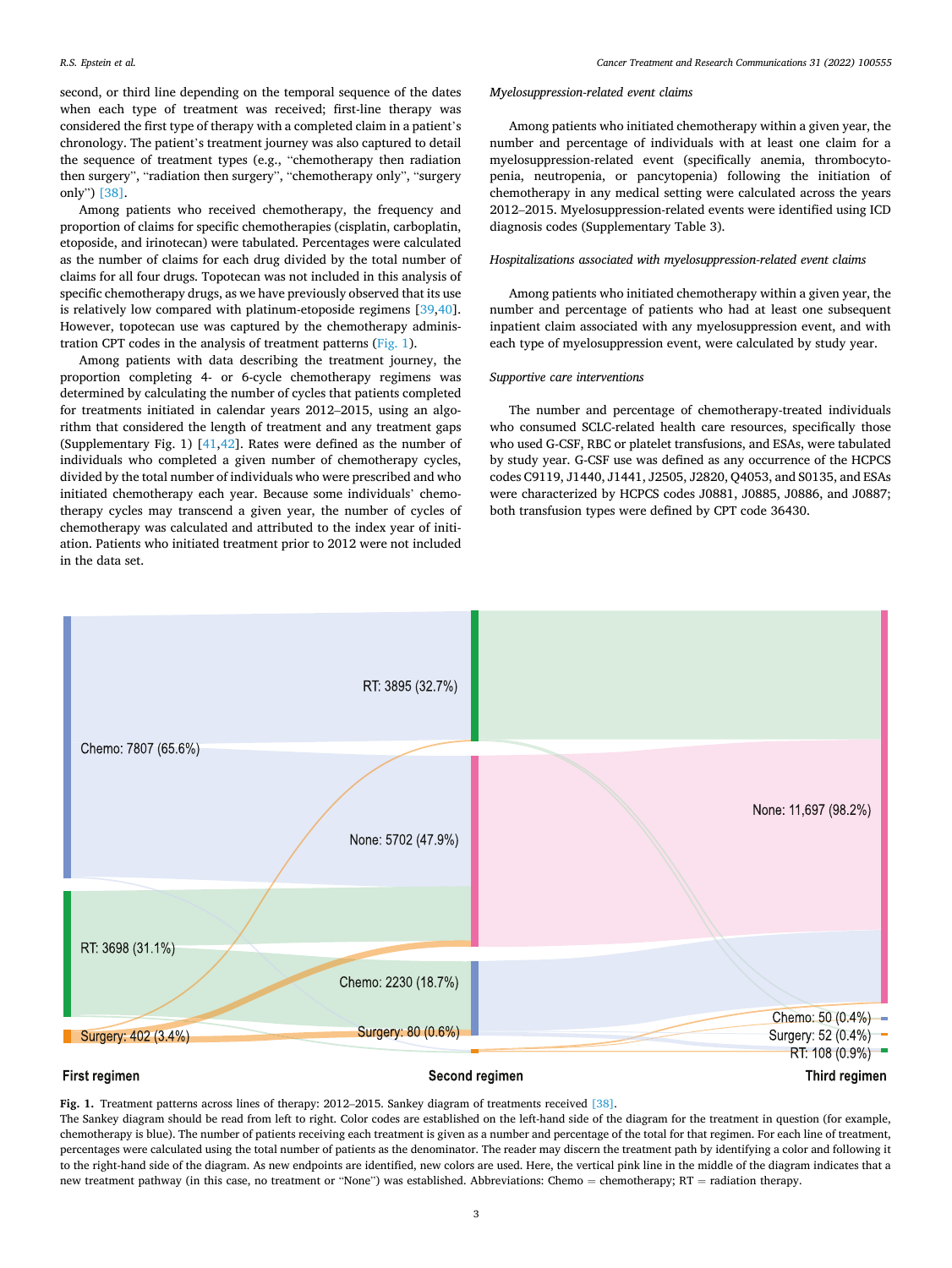second, or third line depending on the temporal sequence of the dates when each type of treatment was received; first-line therapy was considered the first type of therapy with a completed claim in a patient's chronology. The patient's treatment journey was also captured to detail the sequence of treatment types (e.g., "chemotherapy then radiation then surgery", "radiation then surgery", "chemotherapy only", "surgery only") [38].

Among patients who received chemotherapy, the frequency and proportion of claims for specific chemotherapies (cisplatin, carboplatin, etoposide, and irinotecan) were tabulated. Percentages were calculated as the number of claims for each drug divided by the total number of claims for all four drugs. Topotecan was not included in this analysis of specific chemotherapy drugs, as we have previously observed that its use is relatively low compared with platinum-etoposide regimens [39,40]. However, topotecan use was captured by the chemotherapy administration CPT codes in the analysis of treatment patterns (Fig. 1).

Among patients with data describing the treatment journey, the proportion completing 4- or 6-cycle chemotherapy regimens was determined by calculating the number of cycles that patients completed for treatments initiated in calendar years 2012–2015, using an algorithm that considered the length of treatment and any treatment gaps (Supplementary Fig. 1) [41,42]. Rates were defined as the number of individuals who completed a given number of chemotherapy cycles, divided by the total number of individuals who were prescribed and who initiated chemotherapy each year. Because some individuals' chemotherapy cycles may transcend a given year, the number of cycles of chemotherapy was calculated and attributed to the index year of initiation. Patients who initiated treatment prior to 2012 were not included in the data set.

*Myelosuppression-related event claims*

Among patients who initiated chemotherapy within a given year, the number and percentage of individuals with at least one claim for a myelosuppression-related event (specifically anemia, thrombocytopenia, neutropenia, or pancytopenia) following the initiation of chemotherapy in any medical setting were calculated across the years 2012–2015. Myelosuppression-related events were identified using ICD diagnosis codes (Supplementary Table 3).

*Hospitalizations associated with myelosuppression-related event claims*

Among patients who initiated chemotherapy within a given year, the number and percentage of patients who had at least one subsequent inpatient claim associated with any myelosuppression event, and with each type of myelosuppression event, were calculated by study year.

*Supportive care interventions*

The number and percentage of chemotherapy-treated individuals who consumed SCLC-related health care resources, specifically those who used G-CSF, RBC or platelet transfusions, and ESAs, were tabulated by study year. G-CSF use was defined as any occurrence of the HCPCS codes C9119, J1440, J1441, J2505, J2820, Q4053, and S0135, and ESAs were characterized by HCPCS codes J0881, J0885, J0886, and J0887; both transfusion types were defined by CPT code 36430.

**Fig. 1.** Treatment patterns across lines of therapy: 2012–2015. Sankey diagram of treatments received [38].
The Sankey diagram should be read from left to right. Color codes are established on the left-hand side of the diagram for the treatment in question (for example, chemotherapy is blue). The number of patients receiving each treatment is given as a number and percentage of the total for that regimen. For each line of treatment, percentages were calculated using the total number of patients as the denominator. The reader may discern the treatment path by identifying a color and following it to the right-hand side of the diagram. As new endpoints are identified, new colors are used. Here, the vertical pink line in the middle of the diagram indicates that a new treatment pathway (in this case, no treatment or "None") was established. Abbreviations: Chemo = chemotherapy; RT = radiation therapy.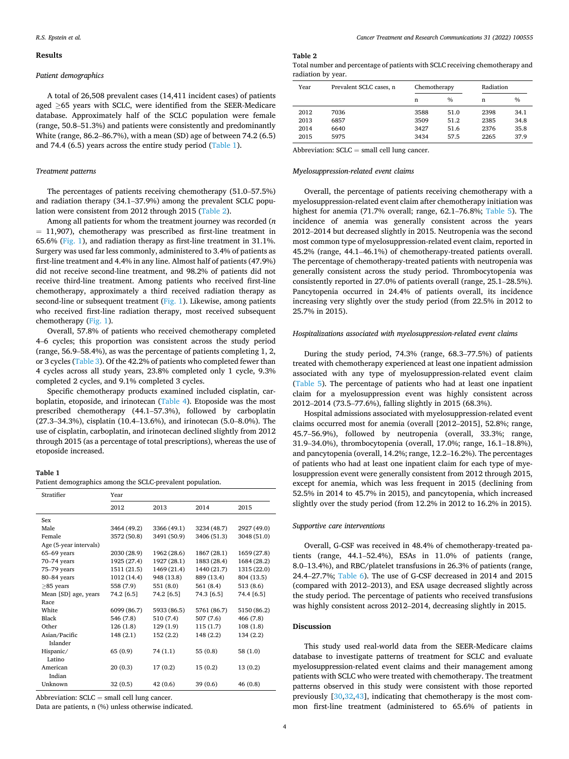## Results

### *Patient demographics*

A total of 26,508 prevalent cases (14,411 incident cases) of patients aged ≥65 years with SCLC, were identified from the SEER-Medicare database. Approximately half of the SCLC population were female (range, 50.8–51.3%) and patients were consistently and predominantly White (range, 86.2–86.7%), with a mean (SD) age of between 74.2 (6.5) and 74.4 (6.5) years across the entire study period (Table 1).

### *Treatment patterns*

The percentages of patients receiving chemotherapy (51.0–57.5%) and radiation therapy (34.1–37.9%) among the prevalent SCLC population were consistent from 2012 through 2015 (Table 2).

Among all patients for whom the treatment journey was recorded (n = 11,907), chemotherapy was prescribed as first-line treatment in 65.6% (Fig. 1), and radiation therapy as first-line treatment in 31.1%. Surgery was used far less commonly, administered to 3.4% of patients as first-line treatment and 4.4% in any line. Almost half of patients (47.9%) did not receive second-line treatment, and 98.2% of patients did not receive third-line treatment. Among patients who received first-line chemotherapy, approximately a third received radiation therapy as second-line or subsequent treatment (Fig. 1). Likewise, among patients who received first-line radiation therapy, most received subsequent chemotherapy (Fig. 1).

Overall, 57.8% of patients who received chemotherapy completed 4–6 cycles; this proportion was consistent across the study period (range, 56.9–58.4%), as was the percentage of patients completing 1, 2, or 3 cycles (Table 3). Of the 42.2% of patients who completed fewer than 4 cycles across all study years, 23.8% completed only 1 cycle, 9.3% completed 2 cycles, and 9.1% completed 3 cycles.

Specific chemotherapy products examined included cisplatin, carboplatin, etoposide, and irinotecan (Table 4). Etoposide was the most prescribed chemotherapy (44.1–57.3%), followed by carboplatin (27.3–34.3%), cisplatin (10.4–13.6%), and irinotecan (5.0–8.0%). The use of cisplatin, carboplatin, and irinotecan declined slightly from 2012 through 2015 (as a percentage of total prescriptions), whereas the use of etoposide increased.

**Table 1**
Patient demographics among the SCLC-prevalent population.

| Stratifier | Year | | | |
|---|---|---|---|---|
| | 2012 | 2013 | 2014 | 2015 |
| Sex | | | | |
| Male | 3464 (49.2) | 3366 (49.1) | 3234 (48.7) | 2927 (49.0) |
| Female | 3572 (50.8) | 3491 (50.9) | 3406 (51.3) | 3048 (51.0) |
| Age (5-year intervals) | | | | |
| 65–69 years | 2030 (28.9) | 1962 (28.6) | 1867 (28.1) | 1659 (27.8) |
| 70–74 years | 1925 (27.4) | 1927 (28.1) | 1883 (28.4) | 1684 (28.2) |
| 75–79 years | 1511 (21.5) | 1469 (21.4) | 1440 (21.7) | 1315 (22.0) |
| 80–84 years | 1012 (14.4) | 948 (13.8) | 889 (13.4) | 804 (13.5) |
| ≥85 years | 558 (7.9) | 551 (8.0) | 561 (8.4) | 513 (8.6) |
| Mean [SD] age, years | 74.2 [6.5] | 74.2 [6.5] | 74.3 [6.5] | 74.4 [6.5] |
| Race | | | | |
| White | 6099 (86.7) | 5933 (86.5) | 5761 (86.7) | 5150 (86.2) |
| Black | 546 (7.8) | 510 (7.4) | 507 (7.6) | 466 (7.8) |
| Other | 126 (1.8) | 129 (1.9) | 115 (1.7) | 108 (1.8) |
| Asian/Pacific Islander | 148 (2.1) | 152 (2.2) | 148 (2.2) | 134 (2.2) |
| Hispanic/ Latino | 65 (0.9) | 74 (1.1) | 55 (0.8) | 58 (1.0) |
| American Indian | 20 (0.3) | 17 (0.2) | 15 (0.2) | 13 (0.2) |
| Unknown | 32 (0.5) | 42 (0.6) | 39 (0.6) | 46 (0.8) |

Abbreviation: SCLC = small cell lung cancer.
Data are patients, n (%) unless otherwise indicated.

**Table 2**
Total number and percentage of patients with SCLC receiving chemotherapy and radiation by year.

| Year | Prevalent SCLC cases, n | Chemotherapy | | Radiation | |
|---|---|---|---|---|---|
| | | n | % | n | % |
| 2012 | 7036 | 3588 | 51.0 | 2398 | 34.1 |
| 2013 | 6857 | 3509 | 51.2 | 2385 | 34.8 |
| 2014 | 6640 | 3427 | 51.6 | 2376 | 35.8 |
| 2015 | 5975 | 3434 | 57.5 | 2265 | 37.9 |

Abbreviation: SCLC = small cell lung cancer.

### *Myelosuppression-related event claims*

Overall, the percentage of patients receiving chemotherapy with a myelosuppression-related event claim after chemotherapy initiation was highest for anemia (71.7% overall; range, 62.1–76.8%; Table 5). The incidence of anemia was generally consistent across the years 2012–2014 but decreased slightly in 2015. Neutropenia was the second most common type of myelosuppression-related event claim, reported in 45.2% (range, 44.1–46.1%) of chemotherapy-treated patients overall. The percentage of chemotherapy-treated patients with neutropenia was generally consistent across the study period. Thrombocytopenia was consistently reported in 27.0% of patients overall (range, 25.1–28.5%). Pancytopenia occurred in 24.4% of patients overall, its incidence increasing very slightly over the study period (from 22.5% in 2012 to 25.7% in 2015).

### *Hospitalizations associated with myelosuppression-related event claims*

During the study period, 74.3% (range, 68.3–77.5%) of patients treated with chemotherapy experienced at least one inpatient admission associated with any type of myelosuppression-related event claim (Table 5). The percentage of patients who had at least one inpatient claim for a myelosuppression event was highly consistent across 2012–2014 (73.5–77.6%), falling slightly in 2015 (68.3%).

Hospital admissions associated with myelosuppression-related event claims occurred most for anemia (overall [2012–2015], 52.8%; range, 45.7–56.9%), followed by neutropenia (overall, 33.3%; range, 31.9–34.0%), thrombocytopenia (overall, 17.0%; range, 16.1–18.8%), and pancytopenia (overall, 14.2%; range, 12.2–16.2%). The percentages of patients who had at least one inpatient claim for each type of myelosuppression event were generally consistent from 2012 through 2015, except for anemia, which was less frequent in 2015 (declining from 52.5% in 2014 to 45.7% in 2015), and pancytopenia, which increased slightly over the study period (from 12.2% in 2012 to 16.2% in 2015).

### *Supportive care interventions*

Overall, G-CSF was received in 48.4% of chemotherapy-treated patients (range, 44.1–52.4%), ESAs in 11.0% of patients (range, 8.0–13.4%), and RBC/platelet transfusions in 26.3% of patients (range, 24.4–27.7%; Table 6). The use of G-CSF decreased in 2014 and 2015 (compared with 2012–2013), and ESA usage decreased slightly across the study period. The percentage of patients who received transfusions was highly consistent across 2012–2014, decreasing slightly in 2015.

## Discussion

This study used real-world data from the SEER-Medicare claims database to investigate patterns of treatment for SCLC and evaluate myelosuppression-related event claims and their management among patients with SCLC who were treated with chemotherapy. The treatment patterns observed in this study were consistent with those reported previously [30,32,43], indicating that chemotherapy is the most common first-line treatment (administered to 65.6% of patients in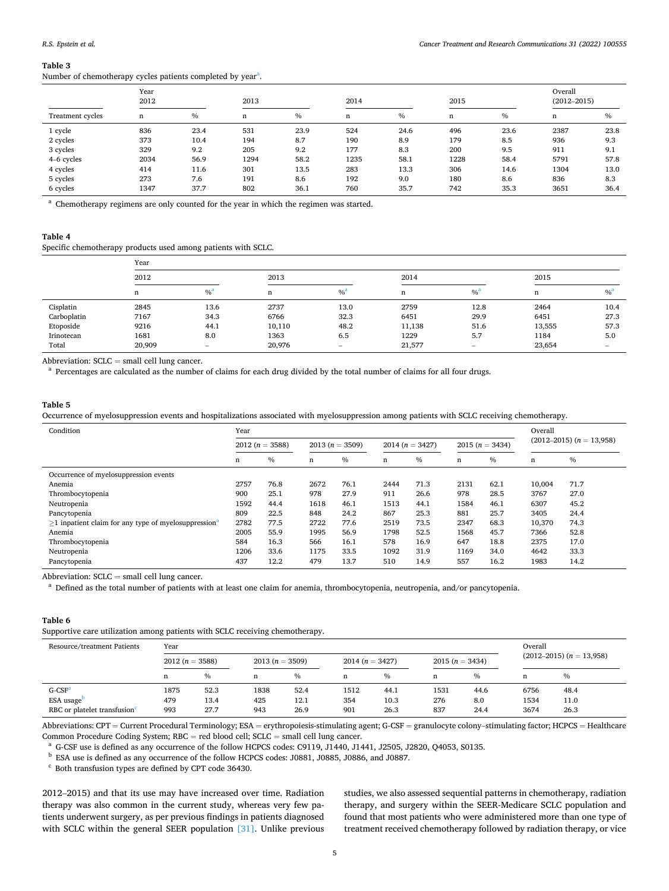**Table 3**
Number of chemotherapy cycles patients completed by year[a].

| Treatment cycles | Year 2012 | | 2013 | | 2014 | | 2015 | | Overall (2012–2015) | |
|---|---|---|---|---|---|---|---|---|---|---|
| | n | % | n | % | n | % | n | % | n | % |
| 1 cycle | 836 | 23.4 | 531 | 23.9 | 524 | 24.6 | 496 | 23.6 | 2387 | 23.8 |
| 2 cycles | 373 | 10.4 | 194 | 8.7 | 190 | 8.9 | 179 | 8.5 | 936 | 9.3 |
| 3 cycles | 329 | 9.2 | 205 | 9.2 | 177 | 8.3 | 200 | 9.5 | 911 | 9.1 |
| 4–6 cycles | 2034 | 56.9 | 1294 | 58.2 | 1235 | 58.1 | 1228 | 58.4 | 5791 | 57.8 |
| 4 cycles | 414 | 11.6 | 301 | 13.5 | 283 | 13.3 | 306 | 14.6 | 1304 | 13.0 |
| 5 cycles | 273 | 7.6 | 191 | 8.6 | 192 | 9.0 | 180 | 8.6 | 836 | 8.3 |
| 6 cycles | 1347 | 37.7 | 802 | 36.1 | 760 | 35.7 | 742 | 35.3 | 3651 | 36.4 |

[a] Chemotherapy regimens are only counted for the year in which the regimen was started.

**Table 4**
Specific chemotherapy products used among patients with SCLC.

| | Year | | | | | | | |
|---|---|---|---|---|---|---|---|---|
| | 2012 | | 2013 | | 2014 | | 2015 | |
| | n | %[a] | n | %[a] | n | %[a] | n | %[a] |
| Cisplatin | 2845 | 13.6 | 2737 | 13.0 | 2759 | 12.8 | 2464 | 10.4 |
| Carboplatin | 7167 | 34.3 | 6766 | 32.3 | 6451 | 29.9 | 6451 | 27.3 |
| Etoposide | 9216 | 44.1 | 10,110 | 48.2 | 11,138 | 51.6 | 13,555 | 57.3 |
| Irinotecan | 1681 | 8.0 | 1363 | 6.5 | 1229 | 5.7 | 1184 | 5.0 |
| Total | 20,909 | – | 20,976 | – | 21,577 | – | 23,654 | – |

Abbreviation: SCLC = small cell lung cancer.
[a] Percentages are calculated as the number of claims for each drug divided by the total number of claims for all four drugs.

**Table 5**
Occurrence of myelosuppression events and hospitalizations associated with myelosuppression among patients with SCLC receiving chemotherapy.

| Condition | Year | | | | | | | | Overall | |
|---|---|---|---|---|---|---|---|---|---|---|
| | 2012 (n = 3588) | | 2013 (n = 3509) | | 2014 (n = 3427) | | 2015 (n = 3434) | | (2012–2015) (n = 13,958) | |
| | n | % | n | % | n | % | n | % | n | % |
| Occurrence of myelosuppression events | | | | | | | | | | |
| Anemia | 2757 | 76.8 | 2672 | 76.1 | 2444 | 71.3 | 2131 | 62.1 | 10,004 | 71.7 |
| Thrombocytopenia | 900 | 25.1 | 978 | 27.9 | 911 | 26.6 | 978 | 28.5 | 3767 | 27.0 |
| Neutropenia | 1592 | 44.4 | 1618 | 46.1 | 1513 | 44.1 | 1584 | 46.1 | 6307 | 45.2 |
| Pancytopenia | 809 | 22.5 | 848 | 24.2 | 867 | 25.3 | 881 | 25.7 | 3405 | 24.4 |
| ≥1 inpatient claim for any type of myelosuppression[a] | 2782 | 77.5 | 2722 | 77.6 | 2519 | 73.5 | 2347 | 68.3 | 10,370 | 74.3 |
| Anemia | 2005 | 55.9 | 1995 | 56.9 | 1798 | 52.5 | 1568 | 45.7 | 7366 | 52.8 |
| Thrombocytopenia | 584 | 16.3 | 566 | 16.1 | 578 | 16.9 | 647 | 18.8 | 2375 | 17.0 |
| Neutropenia | 1206 | 33.6 | 1175 | 33.5 | 1092 | 31.9 | 1169 | 34.0 | 4642 | 33.3 |
| Pancytopenia | 437 | 12.2 | 479 | 13.7 | 510 | 14.9 | 557 | 16.2 | 1983 | 14.2 |

Abbreviation: SCLC = small cell lung cancer.
[a] Defined as the total number of patients with at least one claim for anemia, thrombocytopenia, neutropenia, and/or pancytopenia.

**Table 6**
Supportive care utilization among patients with SCLC receiving chemotherapy.

| Resource/treatment Patients | Year | | | | | | | | Overall | |
|---|---|---|---|---|---|---|---|---|---|---|
| | 2012 (n = 3588) | | 2013 (n = 3509) | | 2014 (n = 3427) | | 2015 (n = 3434) | | (2012–2015) (n = 13,958) | |
| | n | % | n | % | n | % | n | % | n | % |
| G-CSF[a] | 1875 | 52.3 | 1838 | 52.4 | 1512 | 44.1 | 1531 | 44.6 | 6756 | 48.4 |
| ESA usage[b] | 479 | 13.4 | 425 | 12.1 | 354 | 10.3 | 276 | 8.0 | 1534 | 11.0 |
| RBC or platelet transfusion[c] | 993 | 27.7 | 943 | 26.9 | 901 | 26.3 | 837 | 24.4 | 3674 | 26.3 |

Abbreviations: CPT = Current Procedural Terminology; ESA = erythropoiesis-stimulating agent; G-CSF = granulocyte colony–stimulating factor; HCPCS = Healthcare Common Procedure Coding System; RBC = red blood cell; SCLC = small cell lung cancer.
[a] G-CSF use is defined as any occurrence of the follow HCPCS codes: C9119, J1440, J1441, J2505, J2820, Q4053, S0135.
[b] ESA use is defined as any occurrence of the follow HCPCS codes: J0881, J0885, J0886, and J0887.
[c] Both transfusion types are defined by CPT code 36430.

2012–2015) and that its use may have increased over time. Radiation therapy was also common in the current study, whereas very few patients underwent surgery, as per previous findings in patients diagnosed with SCLC within the general SEER population [31]. Unlike previous studies, we also assessed sequential patterns in chemotherapy, radiation therapy, and surgery within the SEER-Medicare SCLC population and found that most patients who were administered more than one type of treatment received chemotherapy followed by radiation therapy, or vice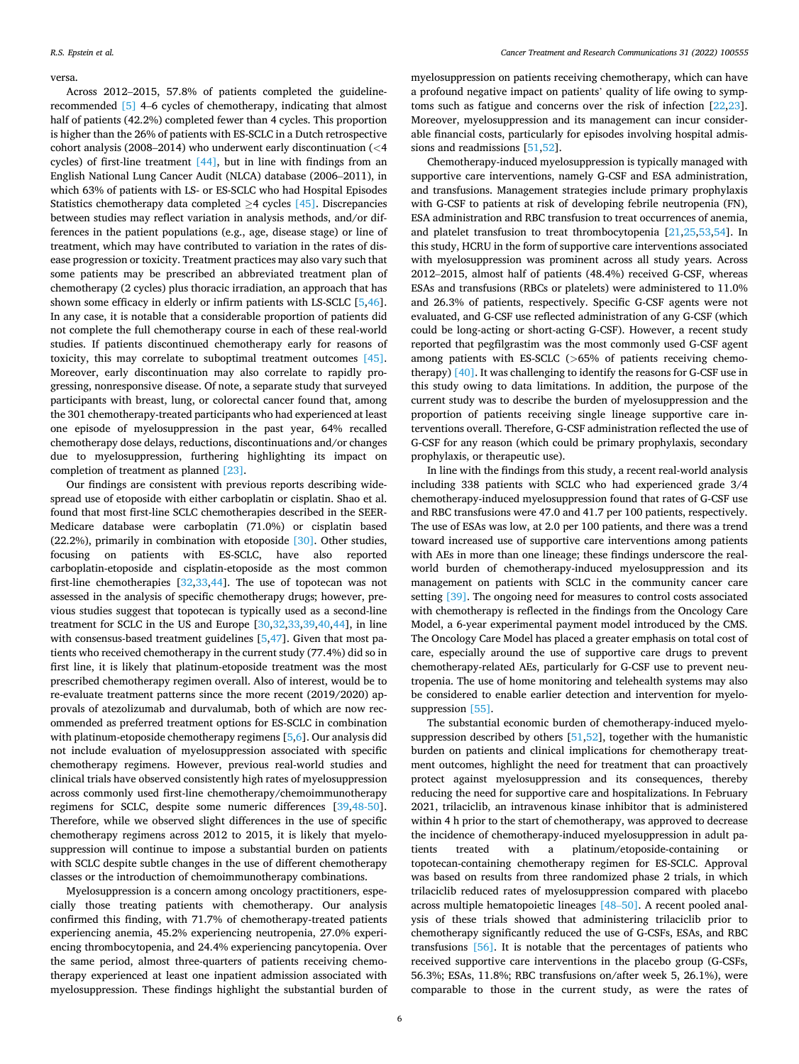versa.

Across 2012–2015, 57.8% of patients completed the guideline-recommended [5] 4–6 cycles of chemotherapy, indicating that almost half of patients (42.2%) completed fewer than 4 cycles. This proportion is higher than the 26% of patients with ES-SCLC in a Dutch retrospective cohort analysis (2008–2014) who underwent early discontinuation (<4 cycles) of first-line treatment [44], but in line with findings from an English National Lung Cancer Audit (NLCA) database (2006–2011), in which 63% of patients with LS- or ES-SCLC who had Hospital Episodes Statistics chemotherapy data completed ≥4 cycles [45]. Discrepancies between studies may reflect variation in analysis methods, and/or differences in the patient populations (e.g., age, disease stage) or line of treatment, which may have contributed to variation in the rates of disease progression or toxicity. Treatment practices may also vary such that some patients may be prescribed an abbreviated treatment plan of chemotherapy (2 cycles) plus thoracic irradiation, an approach that has shown some efficacy in elderly or infirm patients with LS-SCLC [5,46]. In any case, it is notable that a considerable proportion of patients did not complete the full chemotherapy course in each of these real-world studies. If patients discontinued chemotherapy early for reasons of toxicity, this may correlate to suboptimal treatment outcomes [45]. Moreover, early discontinuation may also correlate to rapidly progressing, nonresponsive disease. Of note, a separate study that surveyed participants with breast, lung, or colorectal cancer found that, among the 301 chemotherapy-treated participants who had experienced at least one episode of myelosuppression in the past year, 64% recalled chemotherapy dose delays, reductions, discontinuations and/or changes due to myelosuppression, furthering highlighting its impact on completion of treatment as planned [23].

Our findings are consistent with previous reports describing widespread use of etoposide with either carboplatin or cisplatin. Shao et al. found that most first-line SCLC chemotherapies described in the SEER-Medicare database were carboplatin (71.0%) or cisplatin based (22.2%), primarily in combination with etoposide [30]. Other studies, focusing on patients with ES-SCLC, have also reported carboplatin-etoposide and cisplatin-etoposide as the most common first-line chemotherapies [32,33,44]. The use of topotecan was not assessed in the analysis of specific chemotherapy drugs; however, previous studies suggest that topotecan is typically used as a second-line treatment for SCLC in the US and Europe [30,32,33,39,40,44], in line with consensus-based treatment guidelines [5,47]. Given that most patients who received chemotherapy in the current study (77.4%) did so in first line, it is likely that platinum-etoposide treatment was the most prescribed chemotherapy regimen overall. Also of interest, would be to re-evaluate treatment patterns since the more recent (2019/2020) approvals of atezolizumab and durvalumab, both of which are now recommended as preferred treatment options for ES-SCLC in combination with platinum-etoposide chemotherapy regimens [5,6]. Our analysis did not include evaluation of myelosuppression associated with specific chemotherapy regimens. However, previous real-world studies and clinical trials have observed consistently high rates of myelosuppression across commonly used first-line chemotherapy/chemoimmunotherapy regimens for SCLC, despite some numeric differences [39,48-50]. Therefore, while we observed slight differences in the use of specific chemotherapy regimens across 2012 to 2015, it is likely that myelosuppression will continue to impose a substantial burden on patients with SCLC despite subtle changes in the use of different chemotherapy classes or the introduction of chemoimmunotherapy combinations.

Myelosuppression is a concern among oncology practitioners, especially those treating patients with chemotherapy. Our analysis confirmed this finding, with 71.7% of chemotherapy-treated patients experiencing anemia, 45.2% experiencing neutropenia, 27.0% experiencing thrombocytopenia, and 24.4% experiencing pancytopenia. Over the same period, almost three-quarters of patients receiving chemotherapy experienced at least one inpatient admission associated with myelosuppression. These findings highlight the substantial burden of myelosuppression on patients receiving chemotherapy, which can have a profound negative impact on patients' quality of life owing to symptoms such as fatigue and concerns over the risk of infection [22,23]. Moreover, myelosuppression and its management can incur considerable financial costs, particularly for episodes involving hospital admissions and readmissions [51,52].

Chemotherapy-induced myelosuppression is typically managed with supportive care interventions, namely G-CSF and ESA administration, and transfusions. Management strategies include primary prophylaxis with G-CSF to patients at risk of developing febrile neutropenia (FN), ESA administration and RBC transfusion to treat occurrences of anemia, and platelet transfusion to treat thrombocytopenia [21,25,53,54]. In this study, HCRU in the form of supportive care interventions associated with myelosuppression was prominent across all study years. Across 2012–2015, almost half of patients (48.4%) received G-CSF, whereas ESAs and transfusions (RBCs or platelets) were administered to 11.0% and 26.3% of patients, respectively. Specific G-CSF agents were not evaluated, and G-CSF use reflected administration of any G-CSF (which could be long-acting or short-acting G-CSF). However, a recent study reported that pegfilgrastim was the most commonly used G-CSF agent among patients with ES-SCLC (>65% of patients receiving chemotherapy) [40]. It was challenging to identify the reasons for G-CSF use in this study owing to data limitations. In addition, the purpose of the current study was to describe the burden of myelosuppression and the proportion of patients receiving single lineage supportive care interventions overall. Therefore, G-CSF administration reflected the use of G-CSF for any reason (which could be primary prophylaxis, secondary prophylaxis, or therapeutic use).

In line with the findings from this study, a recent real-world analysis including 338 patients with SCLC who had experienced grade 3/4 chemotherapy-induced myelosuppression found that rates of G-CSF use and RBC transfusions were 47.0 and 41.7 per 100 patients, respectively. The use of ESAs was low, at 2.0 per 100 patients, and there was a trend toward increased use of supportive care interventions among patients with AEs in more than one lineage; these findings underscore the real-world burden of chemotherapy-induced myelosuppression and its management on patients with SCLC in the community cancer care setting [39]. The ongoing need for measures to control costs associated with chemotherapy is reflected in the findings from the Oncology Care Model, a 6-year experimental payment model introduced by the CMS. The Oncology Care Model has placed a greater emphasis on total cost of care, especially around the use of supportive care drugs to prevent chemotherapy-related AEs, particularly for G-CSF use to prevent neutropenia. The use of home monitoring and telehealth systems may also be considered to enable earlier detection and intervention for myelosuppression [55].

The substantial economic burden of chemotherapy-induced myelosuppression described by others [51,52], together with the humanistic burden on patients and clinical implications for chemotherapy treatment outcomes, highlight the need for treatment that can proactively protect against myelosuppression and its consequences, thereby reducing the need for supportive care and hospitalizations. In February 2021, trilaciclib, an intravenous kinase inhibitor that is administered within 4 h prior to the start of chemotherapy, was approved to decrease the incidence of chemotherapy-induced myelosuppression in adult patients treated with a platinum/etoposide-containing or topotecan-containing chemotherapy regimen for ES-SCLC. Approval was based on results from three randomized phase 2 trials, in which trilaciclib reduced rates of myelosuppression compared with placebo across multiple hematopoietic lineages [48–50]. A recent pooled analysis of these trials showed that administering trilaciclib prior to chemotherapy significantly reduced the use of G-CSFs, ESAs, and RBC transfusions [56]. It is notable that the percentages of patients who received supportive care interventions in the placebo group (G-CSFs, 56.3%; ESAs, 11.8%; RBC transfusions on/after week 5, 26.1%), were comparable to those in the current study, as were the rates of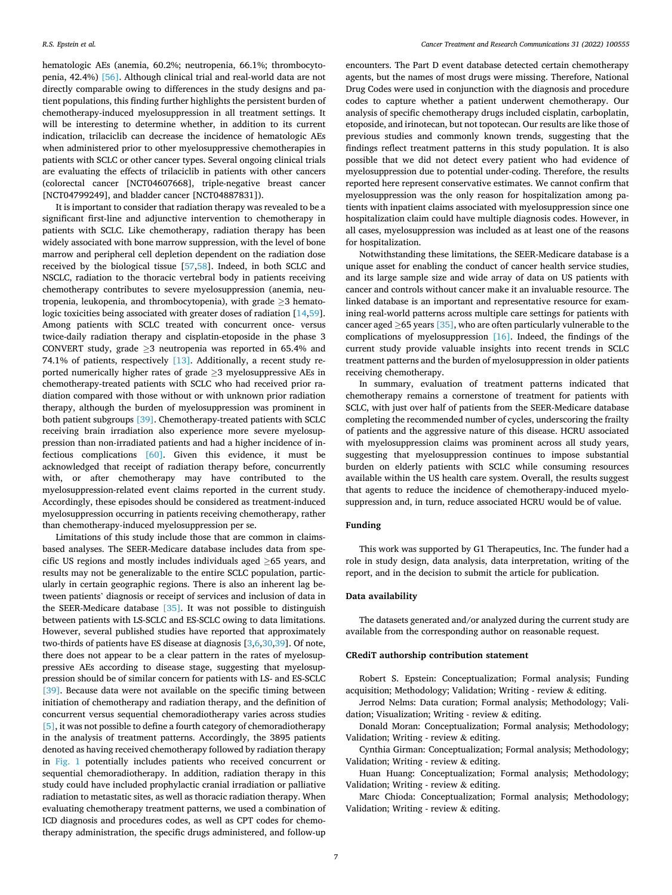hematologic AEs (anemia, 60.2%; neutropenia, 66.1%; thrombocytopenia, 42.4%) [56]. Although clinical trial and real-world data are not directly comparable owing to differences in the study designs and patient populations, this finding further highlights the persistent burden of chemotherapy-induced myelosuppression in all treatment settings. It will be interesting to determine whether, in addition to its current indication, trilaciclib can decrease the incidence of hematologic AEs when administered prior to other myelosuppressive chemotherapies in patients with SCLC or other cancer types. Several ongoing clinical trials are evaluating the effects of trilaciclib in patients with other cancers (colorectal cancer [NCT04607668], triple-negative breast cancer [NCT04799249], and bladder cancer [NCT04887831]).

It is important to consider that radiation therapy was revealed to be a significant first-line and adjunctive intervention to chemotherapy in patients with SCLC. Like chemotherapy, radiation therapy has been widely associated with bone marrow suppression, with the level of bone marrow and peripheral cell depletion dependent on the radiation dose received by the biological tissue [57,58]. Indeed, in both SCLC and NSCLC, radiation to the thoracic vertebral body in patients receiving chemotherapy contributes to severe myelosuppression (anemia, neutropenia, leukopenia, and thrombocytopenia), with grade ≥3 hematologic toxicities being associated with greater doses of radiation [14,59]. Among patients with SCLC treated with concurrent once- versus twice-daily radiation therapy and cisplatin-etoposide in the phase 3 CONVERT study, grade ≥3 neutropenia was reported in 65.4% and 74.1% of patients, respectively [13]. Additionally, a recent study reported numerically higher rates of grade ≥3 myelosuppressive AEs in chemotherapy-treated patients with SCLC who had received prior radiation compared with those without or with unknown prior radiation therapy, although the burden of myelosuppression was prominent in both patient subgroups [39]. Chemotherapy-treated patients with SCLC receiving brain irradiation also experience more severe myelosuppression than non-irradiated patients and had a higher incidence of infectious complications [60]. Given this evidence, it must be acknowledged that receipt of radiation therapy before, concurrently with, or after chemotherapy may have contributed to the myelosuppression-related event claims reported in the current study. Accordingly, these episodes should be considered as treatment-induced myelosuppression occurring in patients receiving chemotherapy, rather than chemotherapy-induced myelosuppression per se.

Limitations of this study include those that are common in claims-based analyses. The SEER-Medicare database includes data from specific US regions and mostly includes individuals aged ≥65 years, and results may not be generalizable to the entire SCLC population, particularly in certain geographic regions. There is also an inherent lag between patients' diagnosis or receipt of services and inclusion of data in the SEER-Medicare database [35]. It was not possible to distinguish between patients with LS-SCLC and ES-SCLC owing to data limitations. However, several published studies have reported that approximately two-thirds of patients have ES disease at diagnosis [3,6,30,39]. Of note, there does not appear to be a clear pattern in the rates of myelosuppressive AEs according to disease stage, suggesting that myelosuppression should be of similar concern for patients with LS- and ES-SCLC [39]. Because data were not available on the specific timing between initiation of chemotherapy and radiation therapy, and the definition of concurrent versus sequential chemoradiotherapy varies across studies [5], it was not possible to define a fourth category of chemoradiotherapy in the analysis of treatment patterns. Accordingly, the 3895 patients denoted as having received chemotherapy followed by radiation therapy in Fig. 1 potentially includes patients who received concurrent or sequential chemoradiotherapy. In addition, radiation therapy in this study could have included prophylactic cranial irradiation or palliative radiation to metastatic sites, as well as thoracic radiation therapy. When evaluating chemotherapy treatment patterns, we used a combination of ICD diagnosis and procedures codes, as well as CPT codes for chemotherapy administration, the specific drugs administered, and follow-up encounters. The Part D event database detected certain chemotherapy agents, but the names of most drugs were missing. Therefore, National Drug Codes were used in conjunction with the diagnosis and procedure codes to capture whether a patient underwent chemotherapy. Our analysis of specific chemotherapy drugs included cisplatin, carboplatin, etoposide, and irinotecan, but not topotecan. Our results are like those of previous studies and commonly known trends, suggesting that the findings reflect treatment patterns in this study population. It is also possible that we did not detect every patient who had evidence of myelosuppression due to potential under-coding. Therefore, the results reported here represent conservative estimates. We cannot confirm that myelosuppression was the only reason for hospitalization among patients with inpatient claims associated with myelosuppression since one hospitalization claim could have multiple diagnosis codes. However, in all cases, myelosuppression was included as at least one of the reasons for hospitalization.

Notwithstanding these limitations, the SEER-Medicare database is a unique asset for enabling the conduct of cancer health service studies, and its large sample size and wide array of data on US patients with cancer and controls without cancer make it an invaluable resource. The linked database is an important and representative resource for examining real-world patterns across multiple care settings for patients with cancer aged ≥65 years [35], who are often particularly vulnerable to the complications of myelosuppression [16]. Indeed, the findings of the current study provide valuable insights into recent trends in SCLC treatment patterns and the burden of myelosuppression in older patients receiving chemotherapy.

In summary, evaluation of treatment patterns indicated that chemotherapy remains a cornerstone of treatment for patients with SCLC, with just over half of patients from the SEER-Medicare database completing the recommended number of cycles, underscoring the frailty of patients and the aggressive nature of this disease. HCRU associated with myelosuppression claims was prominent across all study years, suggesting that myelosuppression continues to impose substantial burden on elderly patients with SCLC while consuming resources available within the US health care system. Overall, the results suggest that agents to reduce the incidence of chemotherapy-induced myelosuppression and, in turn, reduce associated HCRU would be of value.

## Funding

This work was supported by G1 Therapeutics, Inc. The funder had a role in study design, data analysis, data interpretation, writing of the report, and in the decision to submit the article for publication.

## Data availability

The datasets generated and/or analyzed during the current study are available from the corresponding author on reasonable request.

## CRediT authorship contribution statement

Robert S. Epstein: Conceptualization; Formal analysis; Funding acquisition; Methodology; Validation; Writing - review & editing.

Jerrod Nelms: Data curation; Formal analysis; Methodology; Validation; Visualization; Writing - review & editing.

Donald Moran: Conceptualization; Formal analysis; Methodology; Validation; Writing - review & editing.

Cynthia Girman: Conceptualization; Formal analysis; Methodology; Validation; Writing - review & editing.

Huan Huang: Conceptualization; Formal analysis; Methodology; Validation; Writing - review & editing.

Marc Chioda: Conceptualization; Formal analysis; Methodology; Validation; Writing - review & editing.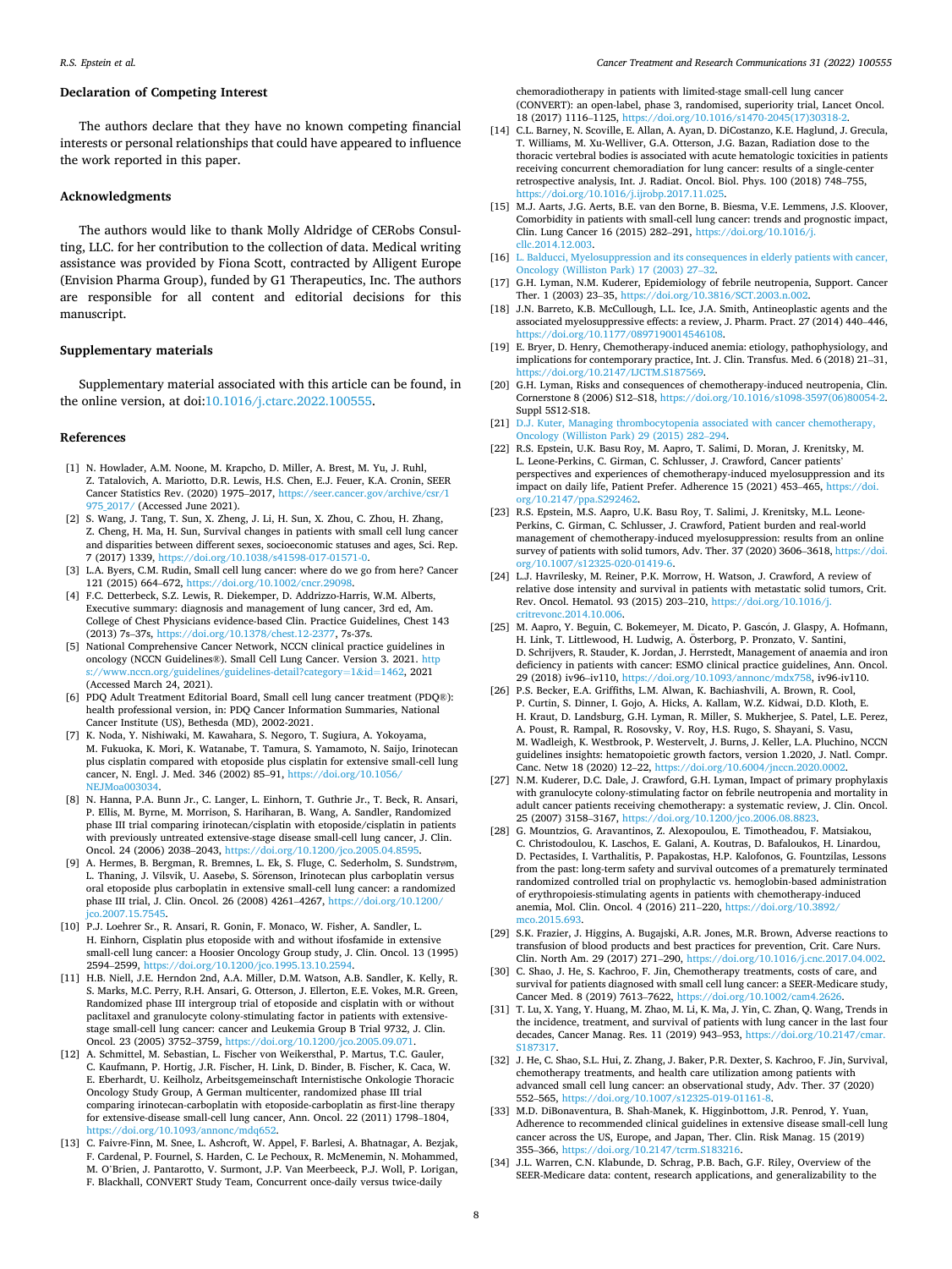## Declaration of Competing Interest

The authors declare that they have no known competing financial interests or personal relationships that could have appeared to influence the work reported in this paper.

## Acknowledgments

The authors would like to thank Molly Aldridge of CERobs Consulting, LLC. for her contribution to the collection of data. Medical writing assistance was provided by Fiona Scott, contracted by Alligent Europe (Envision Pharma Group), funded by G1 Therapeutics, Inc. The authors are responsible for all content and editorial decisions for this manuscript.

## Supplementary materials

Supplementary material associated with this article can be found, in the online version, at doi:10.1016/j.ctarc.2022.100555.

## References

[1] N. Howlader, A.M. Noone, M. Krapcho, D. Miller, A. Brest, M. Yu, J. Ruhl, Z. Tatalovich, A. Mariotto, D.R. Lewis, H.S. Chen, E.J. Feuer, K.A. Cronin, SEER Cancer Statistics Rev. (2020) 1975–2017, https://seer.cancer.gov/archive/csr/1975_2017/ (Accessed June 2021).

[2] S. Wang, J. Tang, T. Sun, X. Zheng, J. Li, H. Sun, X. Zhou, C. Zhou, H. Zhang, Z. Cheng, H. Ma, H. Sun, Survival changes in patients with small cell lung cancer and disparities between different sexes, socioeconomic statuses and ages, Sci. Rep. 7 (2017) 1339, https://doi.org/10.1038/s41598-017-01571-0.

[3] L.A. Byers, C.M. Rudin, Small cell lung cancer: where do we go from here? Cancer 121 (2015) 664–672, https://doi.org/10.1002/cncr.29098.

[4] F.C. Detterbeck, S.Z. Lewis, R. Diekemper, D. Addrizzo-Harris, W.M. Alberts, Executive summary: diagnosis and management of lung cancer, 3rd ed, Am. College of Chest Physicians evidence-based Clin. Practice Guidelines, Chest 143 (2013) 7s–37s, https://doi.org/10.1378/chest.12-2377, 7s-37s.

[5] National Comprehensive Cancer Network, NCCN clinical practice guidelines in oncology (NCCN Guidelines®). Small Cell Lung Cancer. Version 3. 2021. https://www.nccn.org/guidelines/guidelines-detail?category=1&id=1462, 2021 (Accessed March 24, 2021).

[6] PDQ Adult Treatment Editorial Board, Small cell lung cancer treatment (PDQ®): health professional version, in: PDQ Cancer Information Summaries, National Cancer Institute (US), Bethesda (MD), 2002-2021.

[7] K. Noda, Y. Nishiwaki, M. Kawahara, S. Negoro, T. Sugiura, A. Yokoyama, M. Fukuoka, K. Mori, K. Watanabe, T. Tamura, S. Yamamoto, N. Saijo, Irinotecan plus cisplatin compared with etoposide plus cisplatin for extensive small-cell lung cancer, N. Engl. J. Med. 346 (2002) 85–91, https://doi.org/10.1056/NEJMoa003034.

[8] N. Hanna, P.A. Bunn Jr., C. Langer, L. Einhorn, T. Guthrie Jr., T. Beck, R. Ansari, P. Ellis, M. Byrne, M. Morrison, S. Hariharan, B. Wang, A. Sandler, Randomized phase III trial comparing irinotecan/cisplatin with etoposide/cisplatin in patients with previously untreated extensive-stage disease small-cell lung cancer, J. Clin. Oncol. 24 (2006) 2038–2043, https://doi.org/10.1200/jco.2005.04.8595.

[9] A. Hermes, B. Bergman, R. Bremnes, L. Ek, S. Fluge, C. Sederholm, S. Sundstrøm, L. Thaning, J. Vilsvik, U. Aasebø, S. Sörenson, Irinotecan plus carboplatin versus oral etoposide plus carboplatin in extensive small-cell lung cancer: a randomized phase III trial, J. Clin. Oncol. 26 (2008) 4261–4267, https://doi.org/10.1200/jco.2007.15.7545.

[10] P.J. Loehrer Sr., R. Ansari, R. Gonin, F. Monaco, W. Fisher, A. Sandler, L. H. Einhorn, Cisplatin plus etoposide with and without ifosfamide in extensive small-cell lung cancer: a Hoosier Oncology Group study, J. Clin. Oncol. 13 (1995) 2594–2599, https://doi.org/10.1200/jco.1995.13.10.2594.

[11] H.B. Niell, J.E. Herndon 2nd, A.A. Miller, D.M. Watson, A.B. Sandler, K. Kelly, R. S. Marks, M.C. Perry, R.H. Ansari, G. Otterson, J. Ellerton, E.E. Vokes, M.R. Green, Randomized phase III intergroup trial of etoposide and cisplatin with or without paclitaxel and granulocyte colony-stimulating factor in patients with extensive-stage small-cell lung cancer: cancer and Leukemia Group B Trial 9732, J. Clin. Oncol. 23 (2005) 3752–3759, https://doi.org/10.1200/jco.2005.09.071.

[12] A. Schmittel, M. Sebastian, L. Fischer von Weikersthal, P. Martus, T.C. Gauler, C. Kaufmann, P. Hortig, J.R. Fischer, H. Link, D. Binder, B. Fischer, K. Caca, W. E. Eberhardt, U. Keilholz, Arbeitsgemeinschaft Internistische Onkologie Thoracic Oncology Study Group, A German multicenter, randomized phase III trial comparing irinotecan-carboplatin with etoposide-carboplatin as first-line therapy for extensive-disease small-cell lung cancer, Ann. Oncol. 22 (2011) 1798–1804, https://doi.org/10.1093/annonc/mdq652.

[13] C. Faivre-Finn, M. Snee, L. Ashcroft, W. Appel, F. Barlesi, A. Bhatnagar, A. Bezjak, F. Cardenal, P. Fournel, S. Harden, C. Le Pechoux, R. McMenemin, N. Mohammed, M. O'Brien, J. Pantarotto, V. Surmont, J.P. Van Meerbeeck, P.J. Woll, P. Lorigan, F. Blackhall, CONVERT Study Team, Concurrent once-daily versus twice-daily chemoradiotherapy in patients with limited-stage small-cell lung cancer (CONVERT): an open-label, phase 3, randomised, superiority trial, Lancet Oncol. 18 (2017) 1116–1125, https://doi.org/10.1016/s1470-2045(17)30318-2.

[14] C.L. Barney, N. Scoville, E. Allan, A. Ayan, D. DiCostanzo, K.E. Haglund, J. Grecula, T. Williams, M. Xu-Welliver, G.A. Otterson, J.G. Bazan, Radiation dose to the thoracic vertebral bodies is associated with acute hematologic toxicities in patients receiving concurrent chemoradiation for lung cancer: results of a single-center retrospective analysis, Int. J. Radiat. Oncol. Biol. Phys. 100 (2018) 748–755, https://doi.org/10.1016/j.ijrobp.2017.11.025.

[15] M.J. Aarts, J.G. Aerts, B.E. van den Borne, B. Biesma, V.E. Lemmens, J.S. Kloover, Comorbidity in patients with small-cell lung cancer: trends and prognostic impact, Clin. Lung Cancer 16 (2015) 282–291, https://doi.org/10.1016/j.cllc.2014.12.003.

[16] L. Balducci, Myelosuppression and its consequences in elderly patients with cancer, Oncology (Williston Park) 17 (2003) 27–32.

[17] G.H. Lyman, N.M. Kuderer, Epidemiology of febrile neutropenia, Support. Cancer Ther. 1 (2003) 23–35, https://doi.org/10.3816/SCT.2003.n.002.

[18] J.N. Barreto, K.B. McCullough, L.L. Ice, J.A. Smith, Antineoplastic agents and the associated myelosuppressive effects: a review, J. Pharm. Pract. 27 (2014) 440–446, https://doi.org/10.1177/0897190014546108.

[19] E. Bryer, D. Henry, Chemotherapy-induced anemia: etiology, pathophysiology, and implications for contemporary practice, Int. J. Clin. Transfus. Med. 6 (2018) 21–31, https://doi.org/10.2147/IJCTM.S187569.

[20] G.H. Lyman, Risks and consequences of chemotherapy-induced neutropenia, Clin. Cornerstone 8 (2006) S12–S18, https://doi.org/10.1016/s1098-3597(06)80054-2. Suppl 5S12-S18.

[21] D.J. Kuter, Managing thrombocytopenia associated with cancer chemotherapy, Oncology (Williston Park) 29 (2015) 282–294.

[22] R.S. Epstein, U.K. Basu Roy, M. Aapro, T. Salimi, D. Moran, J. Krenitsky, M. L. Leone-Perkins, C. Girman, C. Schlusser, J. Crawford, Cancer patients' perspectives and experiences of chemotherapy-induced myelosuppression and its impact on daily life, Patient Prefer. Adherence 15 (2021) 453–465, https://doi.org/10.2147/ppa.S292462.

[23] R.S. Epstein, M.S. Aapro, U.K. Basu Roy, T. Salimi, J. Krenitsky, M.L. Leone-Perkins, C. Girman, C. Schlusser, J. Crawford, Patient burden and real-world management of chemotherapy-induced myelosuppression: results from an online survey of patients with solid tumors, Adv. Ther. 37 (2020) 3606–3618, https://doi.org/10.1007/s12325-020-01419-6.

[24] L.J. Havrilesky, M. Reiner, P.K. Morrow, H. Watson, J. Crawford, A review of relative dose intensity and survival in patients with metastatic solid tumors, Crit. Rev. Oncol. Hematol. 93 (2015) 203–210, https://doi.org/10.1016/j.critrevonc.2014.10.006.

[25] M. Aapro, Y. Beguin, C. Bokemeyer, M. Dicato, P. Gascón, J. Glaspy, A. Hofmann, H. Link, T. Littlewood, H. Ludwig, A. Österborg, P. Pronzato, V. Santini, D. Schrijvers, R. Stauder, K. Jordan, J. Herrstedt, Management of anaemia and iron deficiency in patients with cancer: ESMO clinical practice guidelines, Ann. Oncol. 29 (2018) iv96–iv110, https://doi.org/10.1093/annonc/mdx758, iv96-iv110.

[26] P.S. Becker, E.A. Griffiths, L.M. Alwan, K. Bachiashvili, A. Brown, R. Cool, P. Curtin, S. Dinner, I. Gojo, A. Hicks, A. Kallam, W.Z. Kidwai, D.D. Kloth, E. H. Kraut, D. Landsburg, G.H. Lyman, R. Miller, S. Mukherjee, S. Patel, L.E. Perez, A. Poust, R. Rampal, R. Rosovsky, V. Roy, H.S. Rugo, S. Shayani, S. Vasu, M. Wadleigh, K. Westbrook, P. Westervelt, J. Burns, J. Keller, L.A. Pluchino, NCCN guidelines insights: hematopoietic growth factors, version 1.2020, J. Natl. Compr. Canc. Netw 18 (2020) 12–22, https://doi.org/10.6004/jnccn.2020.0002.

[27] N.M. Kuderer, D.C. Dale, J. Crawford, G.H. Lyman, Impact of primary prophylaxis with granulocyte colony-stimulating factor on febrile neutropenia and mortality in adult cancer patients receiving chemotherapy: a systematic review, J. Clin. Oncol. 25 (2007) 3158–3167, https://doi.org/10.1200/jco.2006.08.8823.

[28] G. Mountzios, G. Aravantinos, Z. Alexopoulou, E. Timotheadou, F. Matsiakou, C. Christodoulou, K. Laschos, E. Galani, A. Koutras, D. Bafaloukos, H. Linardou, D. Pectasides, I. Varthalitis, P. Papakostas, H.P. Kalofonos, G. Fountzilas, Lessons from the past: long-term safety and survival outcomes of a prematurely terminated randomized controlled trial on prophylactic vs. hemoglobin-based administration of erythropoiesis-stimulating agents in patients with chemotherapy-induced anemia, Mol. Clin. Oncol. 4 (2016) 211–220, https://doi.org/10.3892/mco.2015.693.

[29] S.K. Frazier, J. Higgins, A. Bugajski, A.R. Jones, M.R. Brown, Adverse reactions to transfusion of blood products and best practices for prevention, Crit. Care Nurs. Clin. North Am. 29 (2017) 271–290, https://doi.org/10.1016/j.cnc.2017.04.002.

[30] C. Shao, J. He, S. Kachroo, F. Jin, Chemotherapy treatments, costs of care, and survival for patients diagnosed with small cell lung cancer: a SEER-Medicare study, Cancer Med. 8 (2019) 7613–7622, https://doi.org/10.1002/cam4.2626.

[31] T. Lu, X. Yang, Y. Huang, M. Zhao, M. Li, K. Ma, J. Yin, C. Zhan, Q. Wang, Trends in the incidence, treatment, and survival of patients with lung cancer in the last four decades, Cancer Manag. Res. 11 (2019) 943–953, https://doi.org/10.2147/cmar.S187317.

[32] J. He, C. Shao, S.L. Hui, Z. Zhang, J. Baker, P.R. Dexter, S. Kachroo, F. Jin, Survival, chemotherapy treatments, and health care utilization among patients with advanced small cell lung cancer: an observational study, Adv. Ther. 37 (2020) 552–565, https://doi.org/10.1007/s12325-019-01161-8.

[33] M.D. DiBonaventura, B. Shah-Manek, K. Higginbottom, J.R. Penrod, Y. Yuan, Adherence to recommended clinical guidelines in extensive disease small-cell lung cancer across the US, Europe, and Japan, Ther. Clin. Risk Manag. 15 (2019) 355–366, https://doi.org/10.2147/tcrm.S183216.

[34] J.L. Warren, C.N. Klabunde, D. Schrag, P.B. Bach, G.F. Riley, Overview of the SEER-Medicare data: content, research applications, and generalizability to the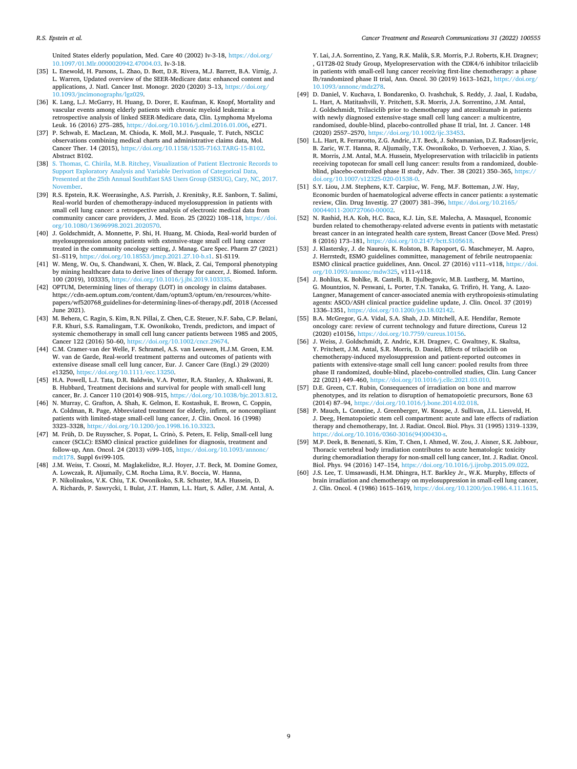United States elderly population, Med. Care 40 (2002) Iv-3-18, https://doi.org/10.1097/01.Mlr.0000020942.47004.03. Iv-3-18.

[35] L. Enewold, H. Parsons, L. Zhao, D. Bott, D.R. Rivera, M.J. Barrett, B.A. Virnig, J. L. Warren, Updated overview of the SEER-Medicare data: enhanced content and applications, J. Natl. Cancer Inst. Monogr. 2020 (2020) 3–13, https://doi.org/10.1093/jncimonographs/lgz029.

[36] K. Lang, L.J. McGarry, H. Huang, D. Dorer, E. Kaufman, K. Knopf, Mortality and vascular events among elderly patients with chronic myeloid leukemia: a retrospective analysis of linked SEER-Medicare data, Clin. Lymphoma Myeloma Leuk. 16 (2016) 275–285, https://doi.org/10.1016/j.clml.2016.01.006, e271.

[37] P. Schwab, E. MacLean, M. Chioda, K. Moll, M.J. Pasquale, T. Futch, NSCLC observations combining medical charts and administrative claims data, Mol. Cancer Ther. 14 (2015), https://doi.org/10.1158/1535-7163.TARG-15-B102. Abstract B102.

[38] S. Thomas, C. Chirila, M.B. Ritchey, Visualization of Patient Electronic Records to Support Exploratory Analysis and Variable Derivation of Categorical Data, Presented at the 25th Annual SouthEast SAS Users Group (SESUG), Cary, NC, 2017. November.

[39] R.S. Epstein, R.K. Weerasinghe, A.S. Parrish, J. Krenitsky, R.E. Sanborn, T. Salimi, Real-world burden of chemotherapy-induced myelosuppression in patients with small cell lung cancer: a retrospective analysis of electronic medical data from community cancer care providers, J. Med. Econ. 25 (2022) 108–118, https://doi.org/10.1080/13696998.2021.2020570.

[40] J. Goldschmidt, A. Monnette, P. Shi, H. Huang, M. Chioda, Real-world burden of myelosuppression among patients with extensive-stage small cell lung cancer treated in the community oncology setting, J. Manag. Care Spec. Pharm 27 (2021) S1–S119, https://doi.org/10.18553/jmcp.2021.27.10-b.s1. S1-S119.

[41] W. Meng, W. Ou, S. Chandwani, X. Chen, W. Black, Z. Cai, Temporal phenotyping by mining healthcare data to derive lines of therapy for cancer, J. Biomed. Inform. 100 (2019), 103335, https://doi.org/10.1016/j.jbi.2019.103335.

[42] OPTUM, Determining lines of therapy (LOT) in oncology in claims databases. https://cdn-aem.optum.com/content/dam/optum3/optum/en/resources/white-papers/wf520768_guidelines-for-determining-lines-of-therapy.pdf, 2018 (Accessed June 2021).

[43] M. Behera, C. Ragin, S. Kim, R.N. Pillai, Z. Chen, C.E. Steuer, N.F. Saba, C.P. Belani, F.R. Khuri, S.S. Ramalingam, T.K. Owonikoko, Trends, predictors, and impact of systemic chemotherapy in small cell lung cancer patients between 1985 and 2005, Cancer 122 (2016) 50–60, https://doi.org/10.1002/cncr.29674.

[44] C.M. Cramer-van der Welle, F. Schramel, A.S. van Leeuwen, H.J.M. Groen, E.M. W. van de Garde, Real-world treatment patterns and outcomes of patients with extensive disease small cell lung cancer, Eur. J. Cancer Care (Engl.) 29 (2020) e13250, https://doi.org/10.1111/ecc.13250.

[45] H.A. Powell, L.J. Tata, D.R. Baldwin, V.A. Potter, R.A. Stanley, A. Khakwani, R. B. Hubbard, Treatment decisions and survival for people with small-cell lung cancer, Br. J. Cancer 110 (2014) 908–915, https://doi.org/10.1038/bjc.2013.812.

[46] N. Murray, C. Grafton, A. Shah, K. Gelmon, E. Kostashuk, E. Brown, C. Coppin, A. Coldman, R. Page, Abbreviated treatment for elderly, infirm, or noncompliant patients with limited-stage small-cell lung cancer, J. Clin. Oncol. 16 (1998) 3323–3328, https://doi.org/10.1200/jco.1998.16.10.3323.

[47] M. Früh, D. De Ruysscher, S. Popat, L. Crinò, S. Peters, E. Felip, Small-cell lung cancer (SCLC): ESMO clinical practice guidelines for diagnosis, treatment and follow-up, Ann. Oncol. 24 (2013) vi99–105, https://doi.org/10.1093/annonc/mdt178. Suppl 6vi99-105.

[48] J.M. Weiss, T. Csoszi, M. Maglakelidze, R.J. Hoyer, J.T. Beck, M. Domine Gomez, A. Lowczak, R. Aljumaily, C.M. Rocha Lima, R.V. Boccia, W. Hanna, P. Nikolinakos, V.K. Chiu, T.K. Owonikoko, S.R. Schuster, M.A. Hussein, D. A. Richards, P. Sawrycki, I. Bulat, J.T. Hamm, L.L. Hart, S. Adler, J.M. Antal, A. Y. Lai, J.A. Sorrentino, Z. Yang, R.K. Malik, S.R. Morris, P.J. Roberts, K.H. Dragnev; , G1T28-02 Study Group, Myelopreservation with the CDK4/6 inhibitor trilaciclib in patients with small-cell lung cancer receiving first-line chemotherapy: a phase Ib/randomized phase II trial, Ann. Oncol. 30 (2019) 1613–1621, https://doi.org/10.1093/annonc/mdz278.

[49] D. Daniel, V. Kuchava, I. Bondarenko, O. Ivashchuk, S. Reddy, J. Jaal, I. Kudaba, L. Hart, A. Matitashvili, Y. Pritchett, S.R. Morris, J.A. Sorrentino, J.M. Antal, J. Goldschmidt, Trilaciclib prior to chemotherapy and atezolizumab in patients with newly diagnosed extensive-stage small cell lung cancer: a multicentre, randomised, double-blind, placebo-controlled phase II trial, Int. J. Cancer. 148 (2020) 2557–2570, https://doi.org/10.1002/ijc.33453.

[50] L.L. Hart, R. Ferrarotto, Z.G. Andric, J.T. Beck, J. Subramanian, D.Z. Radosavljevic, B. Zaric, W.T. Hanna, R. Aljumaily, T.K. Owonikoko, D. Verhoeven, J. Xiao, S. R. Morris, J.M. Antal, M.A. Hussein, Myelopreservation with trilaciclib in patients receiving topotecan for small cell lung cancer: results from a randomized, double-blind, placebo-controlled phase II study, Adv. Ther. 38 (2021) 350–365, https://doi.org/10.1007/s12325-020-01538-0.

[51] S.Y. Liou, J.M. Stephens, K.T. Carpiuc, W. Feng, M.F. Botteman, J.W. Hay, Economic burden of haematological adverse effects in cancer patients: a systematic review, Clin. Drug Investig. 27 (2007) 381–396, https://doi.org/10.2165/00044011-200727060-00002.

[52] N. Rashid, H.A. Koh, H.C. Baca, K.J. Lin, S.E. Malecha, A. Masaquel, Economic burden related to chemotherapy-related adverse events in patients with metastatic breast cancer in an integrated health care system, Breast Cancer (Dove Med. Press) 8 (2016) 173–181, https://doi.org/10.2147/bctt.S105618.

[53] J. Klastersky, J. de Naurois, K. Rolston, B. Rapoport, G. Maschmeyer, M. Aapro, J. Herrstedt, ESMO guidelines committee, management of febrile neutropaenia: ESMO clinical practice guidelines, Ann. Oncol. 27 (2016) v111–v118, https://doi.org/10.1093/annonc/mdw325, v111-v118.

[54] J. Bohlius, K. Bohlke, R. Castelli, B. Djulbegovic, M.B. Lustberg, M. Martino, G. Mountzios, N. Peswani, L. Porter, T.N. Tanaka, G. Trifirò, H. Yang, A. Lazo-Langner, Management of cancer-associated anemia with erythropoiesis-stimulating agents: ASCO/ASH clinical practice guideline update, J. Clin. Oncol. 37 (2019) 1336–1351, https://doi.org/10.1200/jco.18.02142.

[55] B.A. McGregor, G.A. Vidal, S.A. Shah, J.D. Mitchell, A.E. Hendifar, Remote oncology care: review of current technology and future directions, Cureus 12 (2020) e10156, https://doi.org/10.7759/cureus.10156.

[56] J. Weiss, J. Goldschmidt, Z. Andric, K.H. Dragnev, C. Gwaltney, K. Skaltsa, Y. Pritchett, J.M. Antal, S.R. Morris, D. Daniel, Effects of trilaciclib on chemotherapy-induced myelosuppression and patient-reported outcomes in patients with extensive-stage small cell lung cancer: pooled results from three phase II randomized, double-blind, placebo-controlled studies, Clin. Lung Cancer 22 (2021) 449–460, https://doi.org/10.1016/j.cllc.2021.03.010.

[57] D.E. Green, C.T. Rubin, Consequences of irradiation on bone and marrow phenotypes, and its relation to disruption of hematopoietic precursors, Bone 63 (2014) 87–94, https://doi.org/10.1016/j.bone.2014.02.018.

[58] P. Mauch, L. Constine, J. Greenberger, W. Knospe, J. Sullivan, J.L. Liesveld, H. J. Deeg, Hematopoietic stem cell compartment: acute and late effects of radiation therapy and chemotherapy, Int. J. Radiat. Oncol. Biol. Phys. 31 (1995) 1319–1339, https://doi.org/10.1016/0360-3016(94)00430-s.

[59] M.P. Deek, B. Benenati, S. Kim, T. Chen, I. Ahmed, W. Zou, J. Aisner, S.K. Jabbour, Thoracic vertebral body irradiation contributes to acute hematologic toxicity during chemoradiation therapy for non-small cell lung cancer, Int. J. Radiat. Oncol. Biol. Phys. 94 (2016) 147–154, https://doi.org/10.1016/j.ijrobp.2015.09.022.

[60] J.S. Lee, T. Umsawasdi, H.M. Dhingra, H.T. Barkley Jr., W.K. Murphy, Effects of brain irradiation and chemotherapy on myelosuppression in small-cell lung cancer, J. Clin. Oncol. 4 (1986) 1615–1619, https://doi.org/10.1200/jco.1986.4.11.1615.